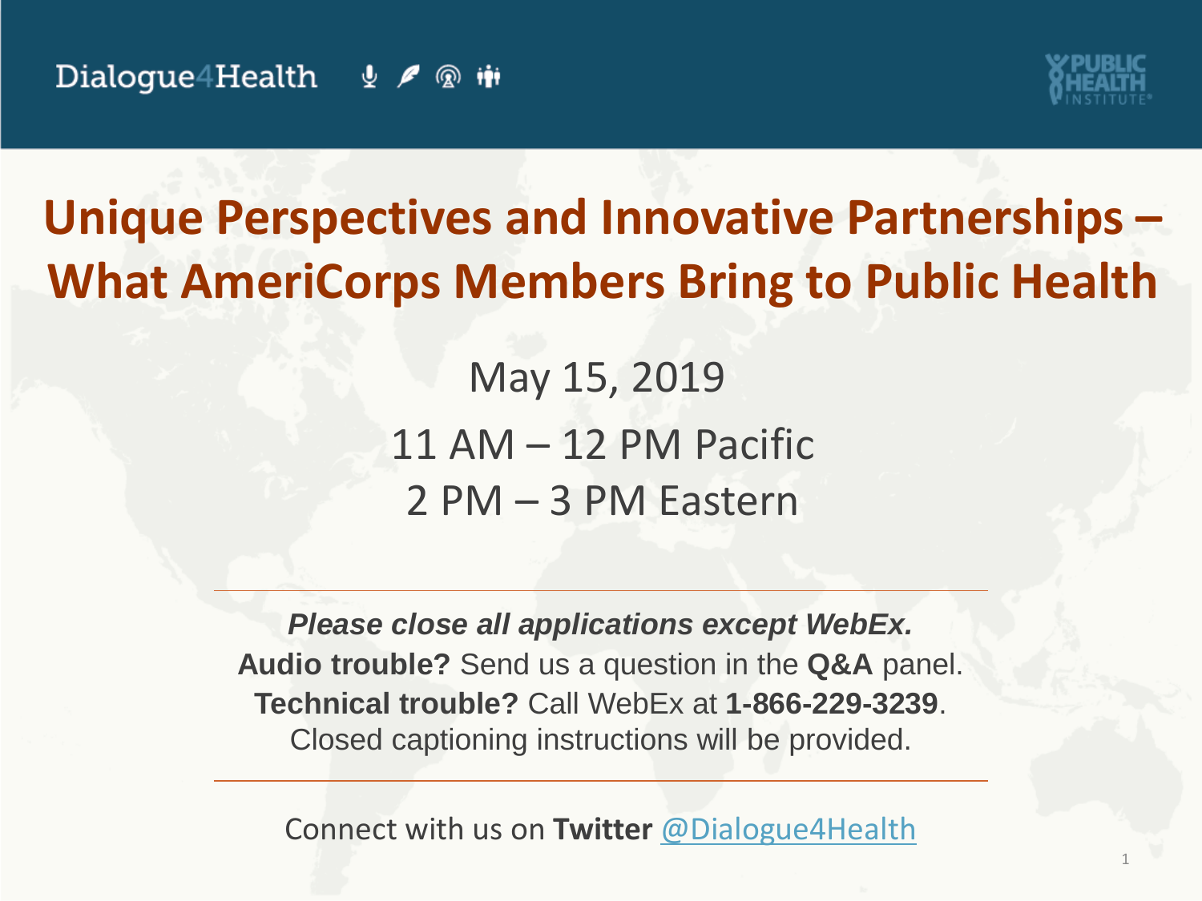Dialogue4Health

PUBLIC HEALTH INSTITUTE

# Unique Perspectives and Innovative Partnerships – What AmeriCorps Members Bring to Public Health

May 15, 2019

11 AM – 12 PM Pacific

2 PM – 3 PM Eastern

---

***Please close all applications except WebEx.***

**Audio trouble?** Send us a question in the **Q&A** panel.

**Technical trouble?** Call WebEx at **1-866-229-3239**.

Closed captioning instructions will be provided.

---

Connect with us on **Twitter** @Dialogue4Health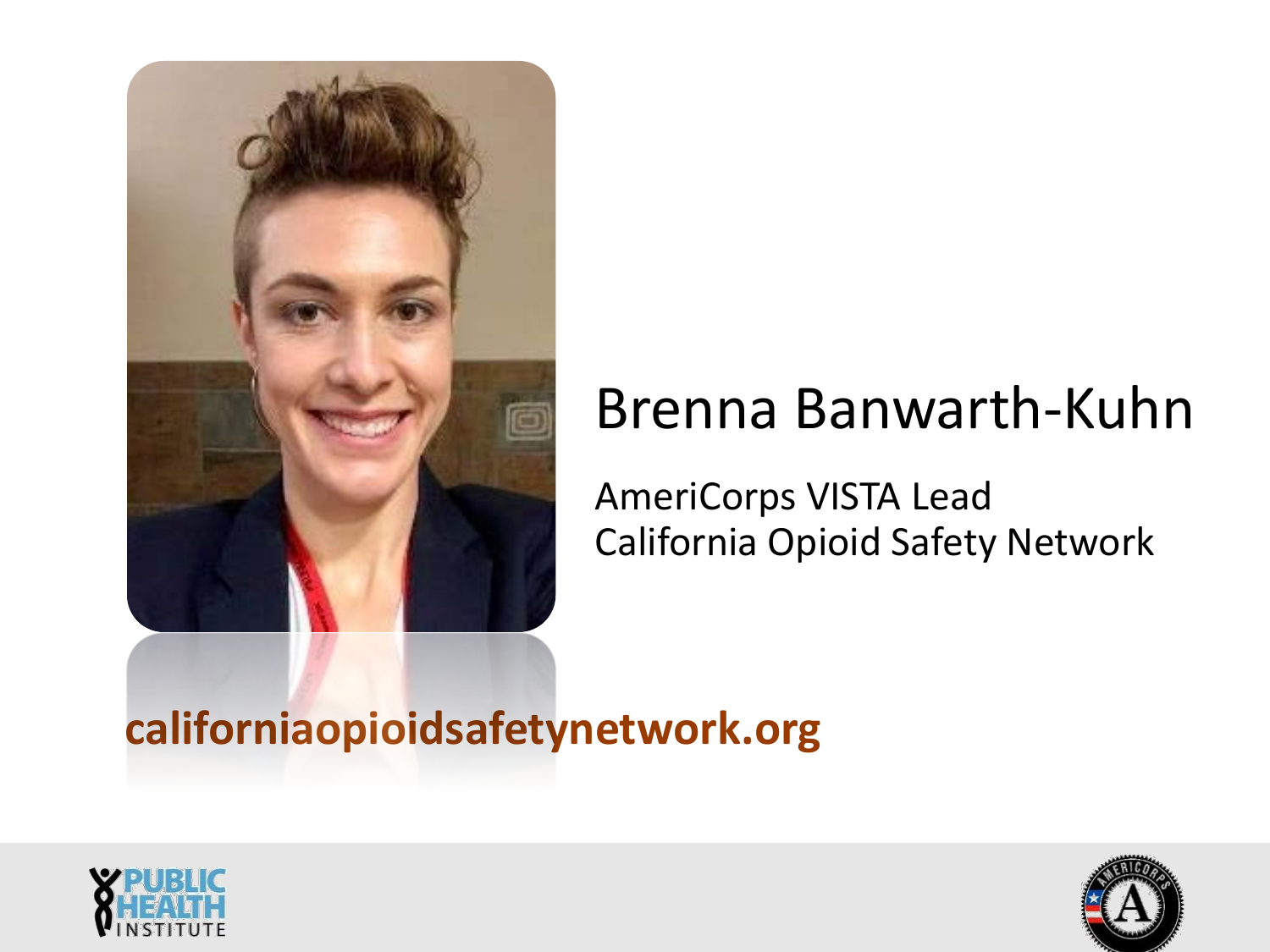Brenna Banwarth-Kuhn

AmeriCorps VISTA Lead
California Opioid Safety Network

**californiaopioidsafetynetwork.org**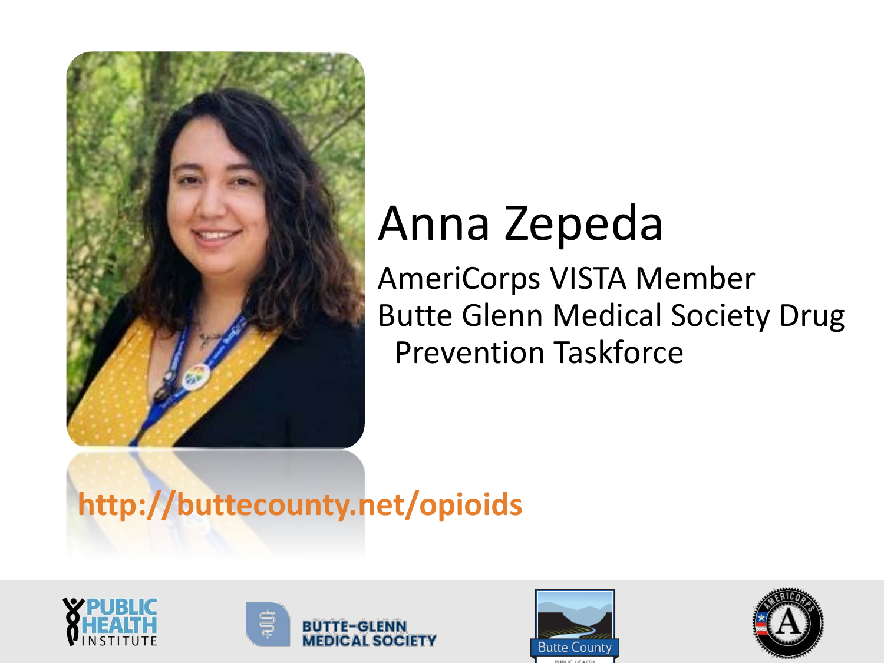# Anna Zepeda

AmeriCorps VISTA Member
Butte Glenn Medical Society Drug Prevention Taskforce

**http://buttecounty.net/opioids**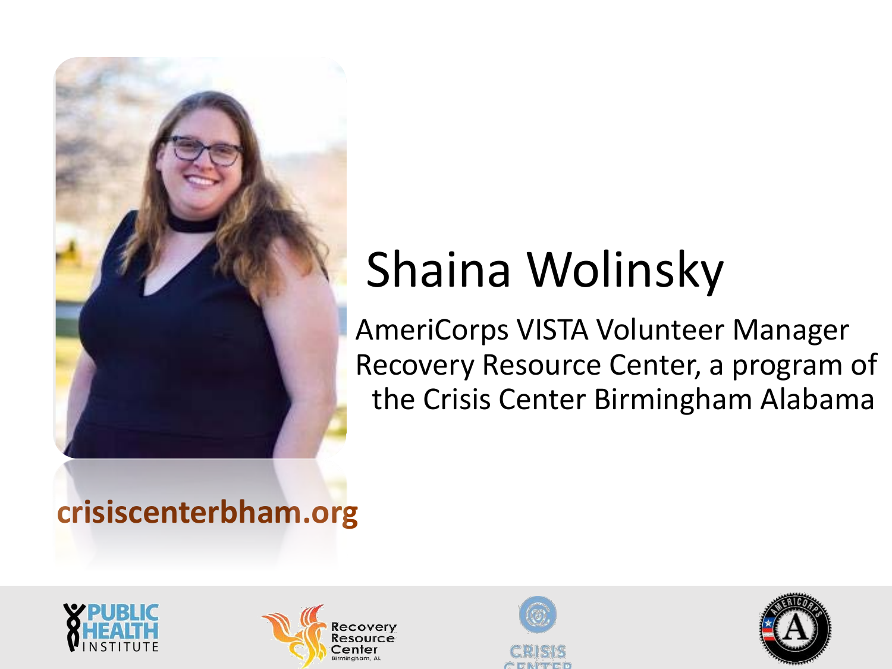# Shaina Wolinsky

AmeriCorps VISTA Volunteer Manager
Recovery Resource Center, a program of the Crisis Center Birmingham Alabama

**crisiscenterbham.org**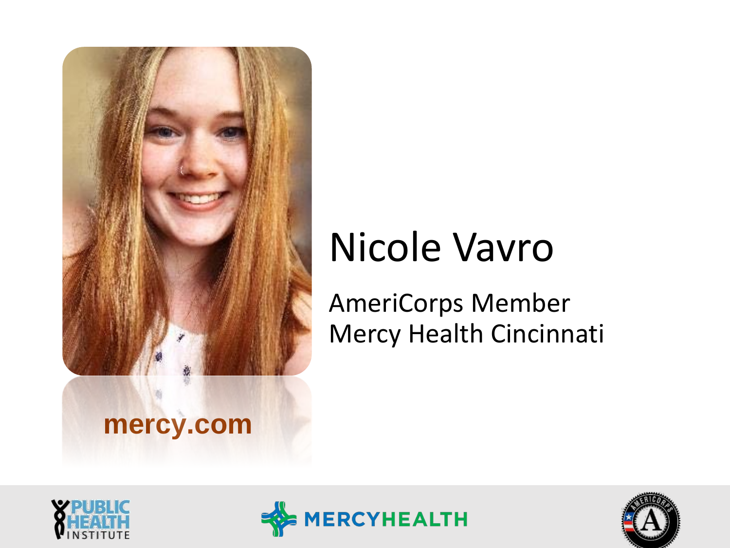# Nicole Vavro

AmeriCorps Member
Mercy Health Cincinnati

mercy.com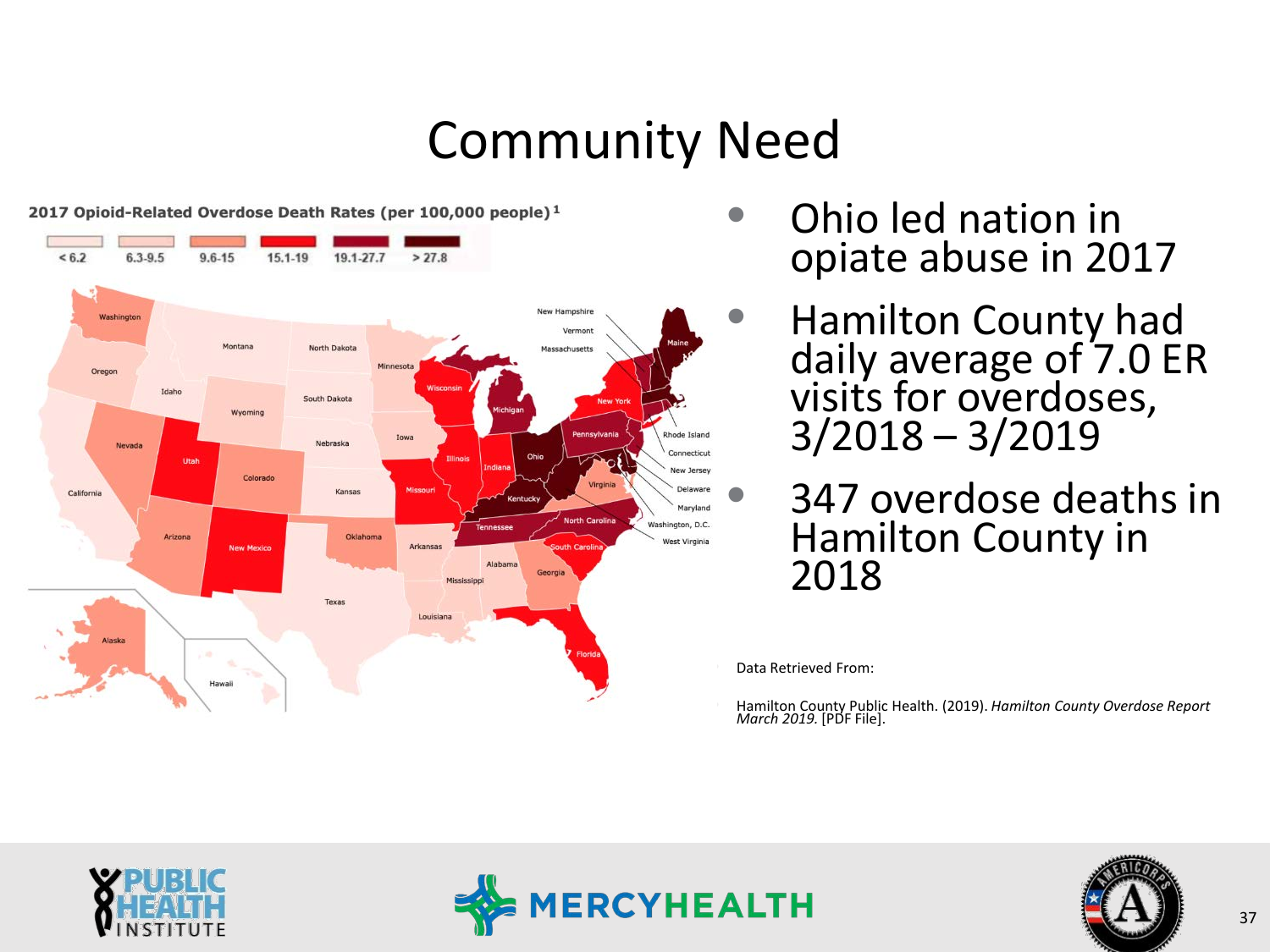# Community Need

2017 Opioid-Related Overdose Death Rates (per 100,000 people)[1]

< 6.2 | 6.3-9.5 | 9.6-15 | 15.1-19 | 19.1-27.7 | > 27.8

- Ohio led nation in opiate abuse in 2017
- Hamilton County had daily average of 7.0 ER visits for overdoses, 3/2018 – 3/2019
- 347 overdose deaths in Hamilton County in 2018

Data Retrieved From:

Hamilton County Public Health. (2019). *Hamilton County Overdose Report March 2019.* [PDF File].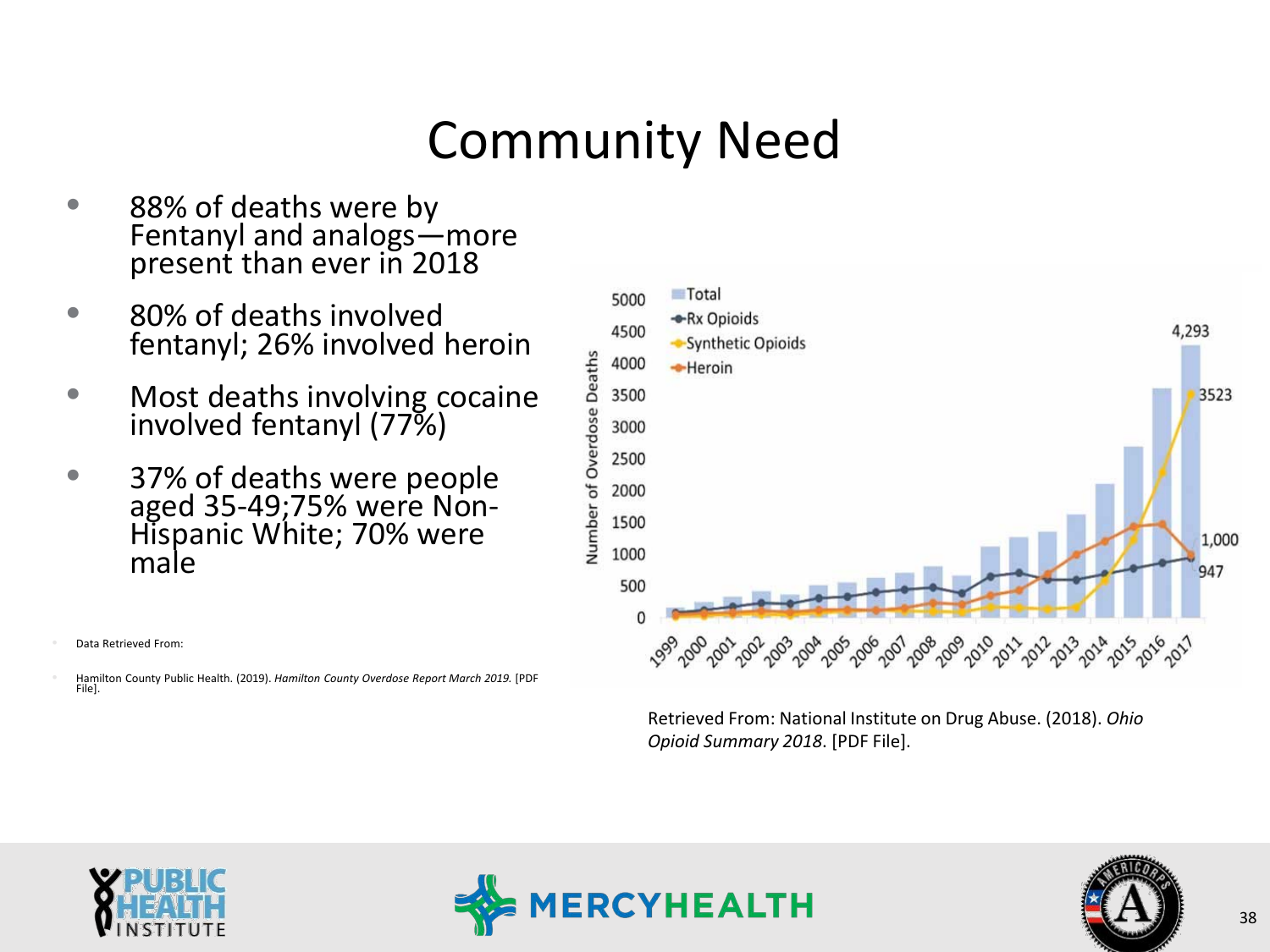# Community Need

- 88% of deaths were by Fentanyl and analogs—more present than ever in 2018
- 80% of deaths involved fentanyl; 26% involved heroin
- Most deaths involving cocaine involved fentanyl (77%)
- 37% of deaths were people aged 35-49;75% were Non-Hispanic White; 70% were male

Data Retrieved From:

Hamilton County Public Health. (2019). *Hamilton County Overdose Report March 2019.* [PDF File].

Retrieved From: National Institute on Drug Abuse. (2018). *Ohio Opioid Summary 2018*. [PDF File].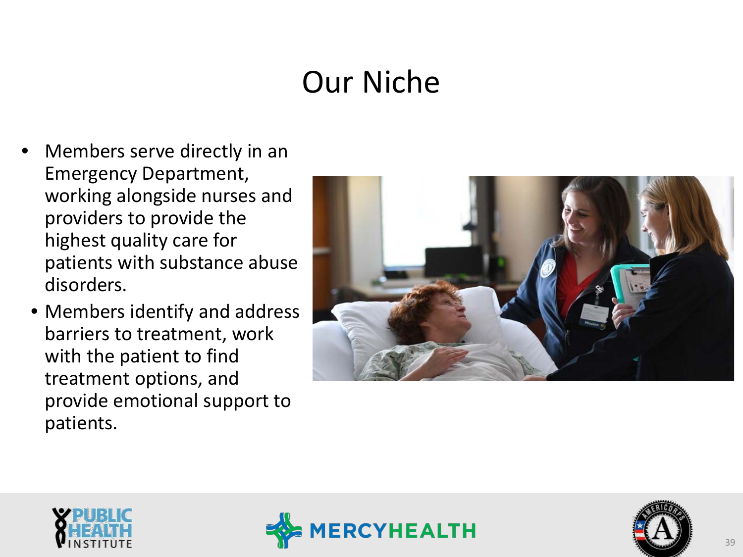# Our Niche

- Members serve directly in an Emergency Department, working alongside nurses and providers to provide the highest quality care for patients with substance abuse disorders.
  - Members identify and address barriers to treatment, work with the patient to find treatment options, and provide emotional support to patients.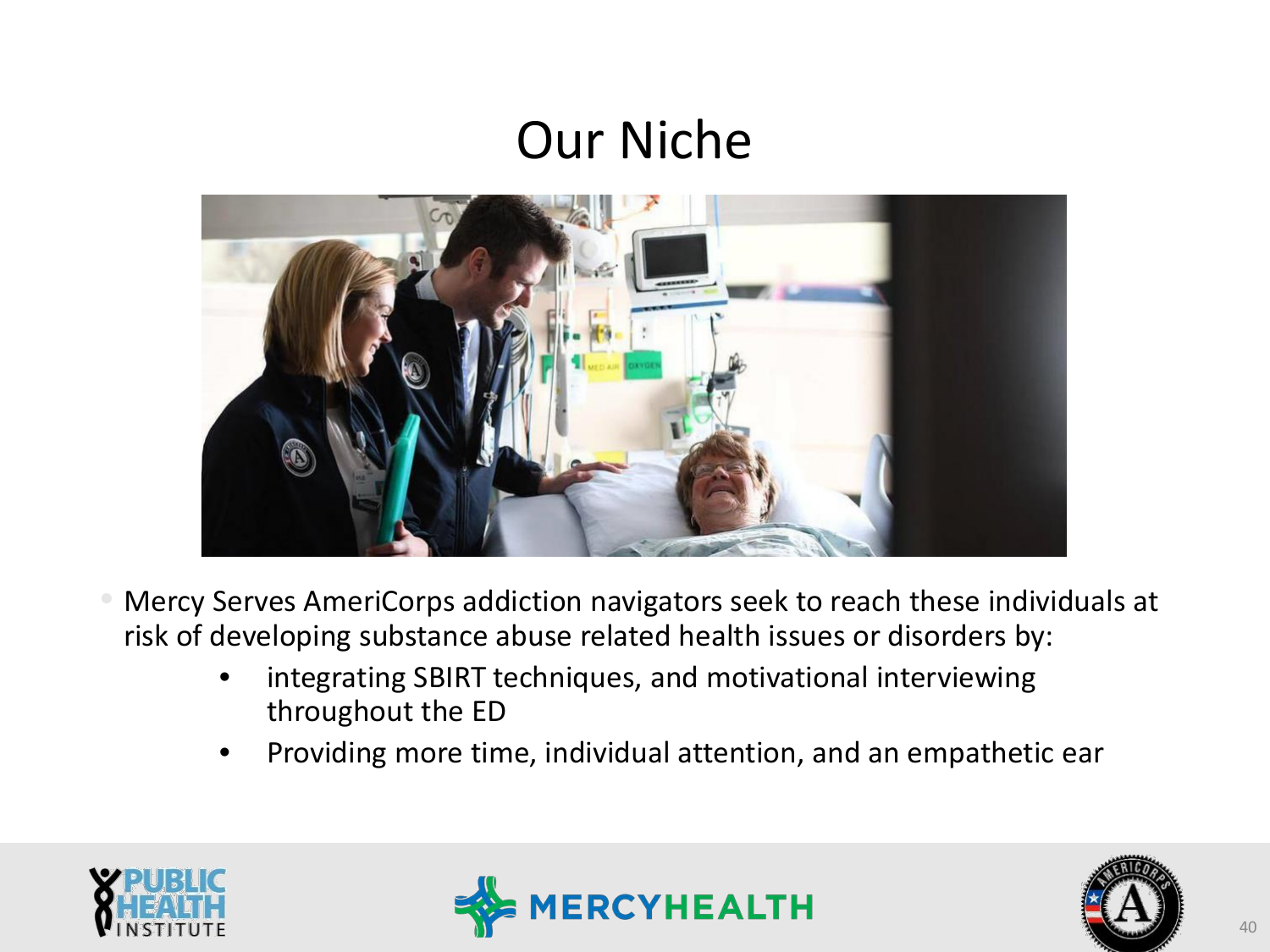# Our Niche

- Mercy Serves AmeriCorps addiction navigators seek to reach these individuals at risk of developing substance abuse related health issues or disorders by:
  - integrating SBIRT techniques, and motivational interviewing throughout the ED
  - Providing more time, individual attention, and an empathetic ear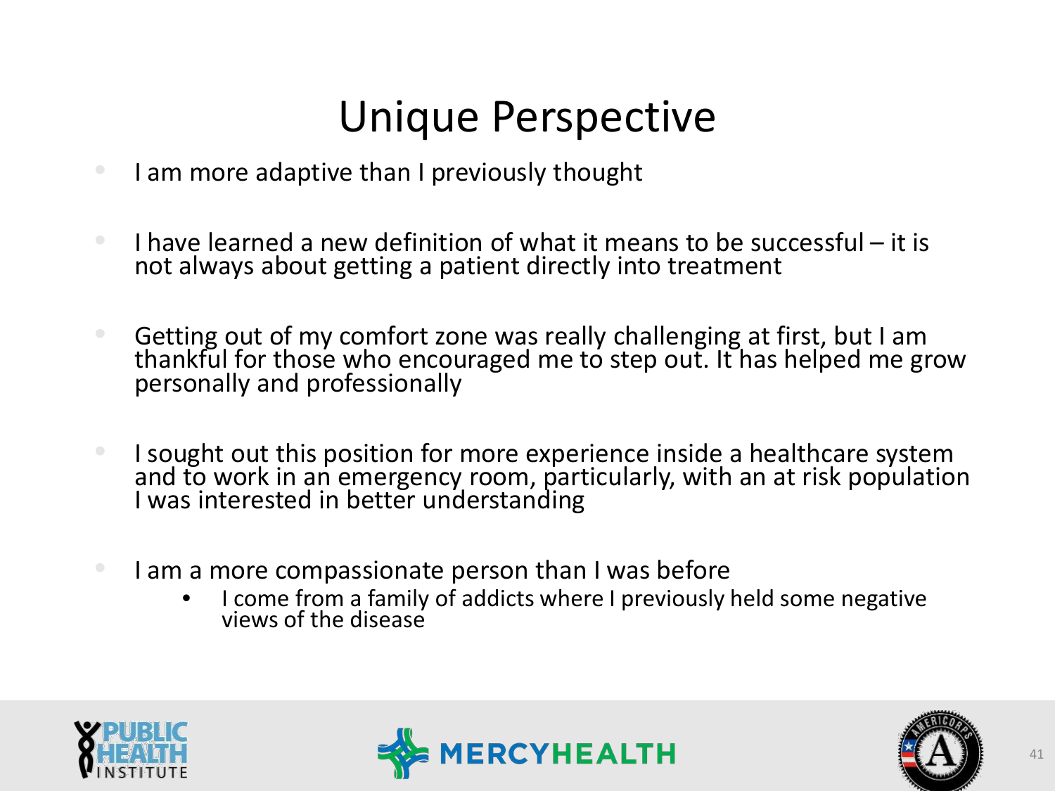# Unique Perspective

- I am more adaptive than I previously thought
- I have learned a new definition of what it means to be successful – it is not always about getting a patient directly into treatment
- Getting out of my comfort zone was really challenging at first, but I am thankful for those who encouraged me to step out. It has helped me grow personally and professionally
- I sought out this position for more experience inside a healthcare system and to work in an emergency room, particularly, with an at risk population I was interested in better understanding
- I am a more compassionate person than I was before
    - I come from a family of addicts where I previously held some negative views of the disease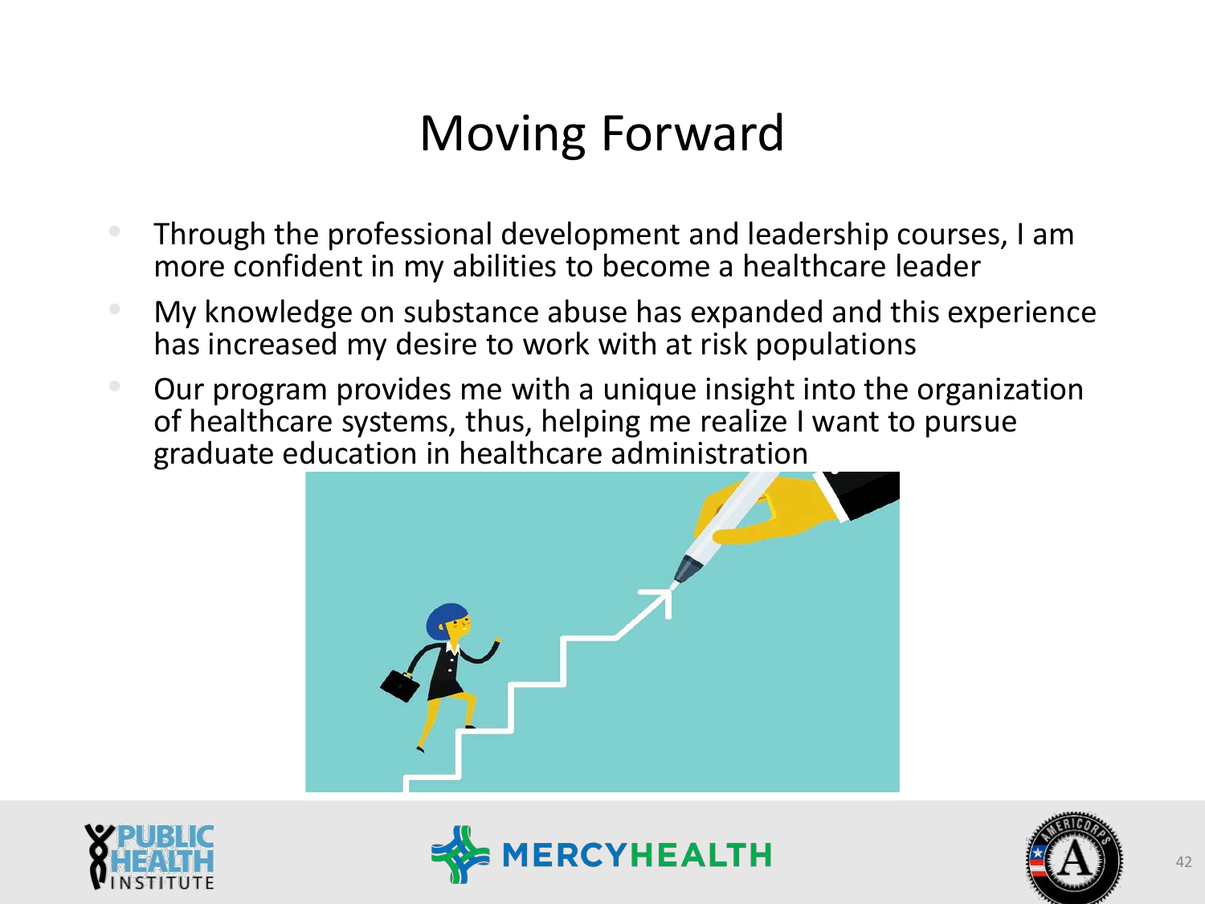# Moving Forward

- Through the professional development and leadership courses, I am more confident in my abilities to become a healthcare leader
- My knowledge on substance abuse has expanded and this experience has increased my desire to work with at risk populations
- Our program provides me with a unique insight into the organization of healthcare systems, thus, helping me realize I want to pursue graduate education in healthcare administration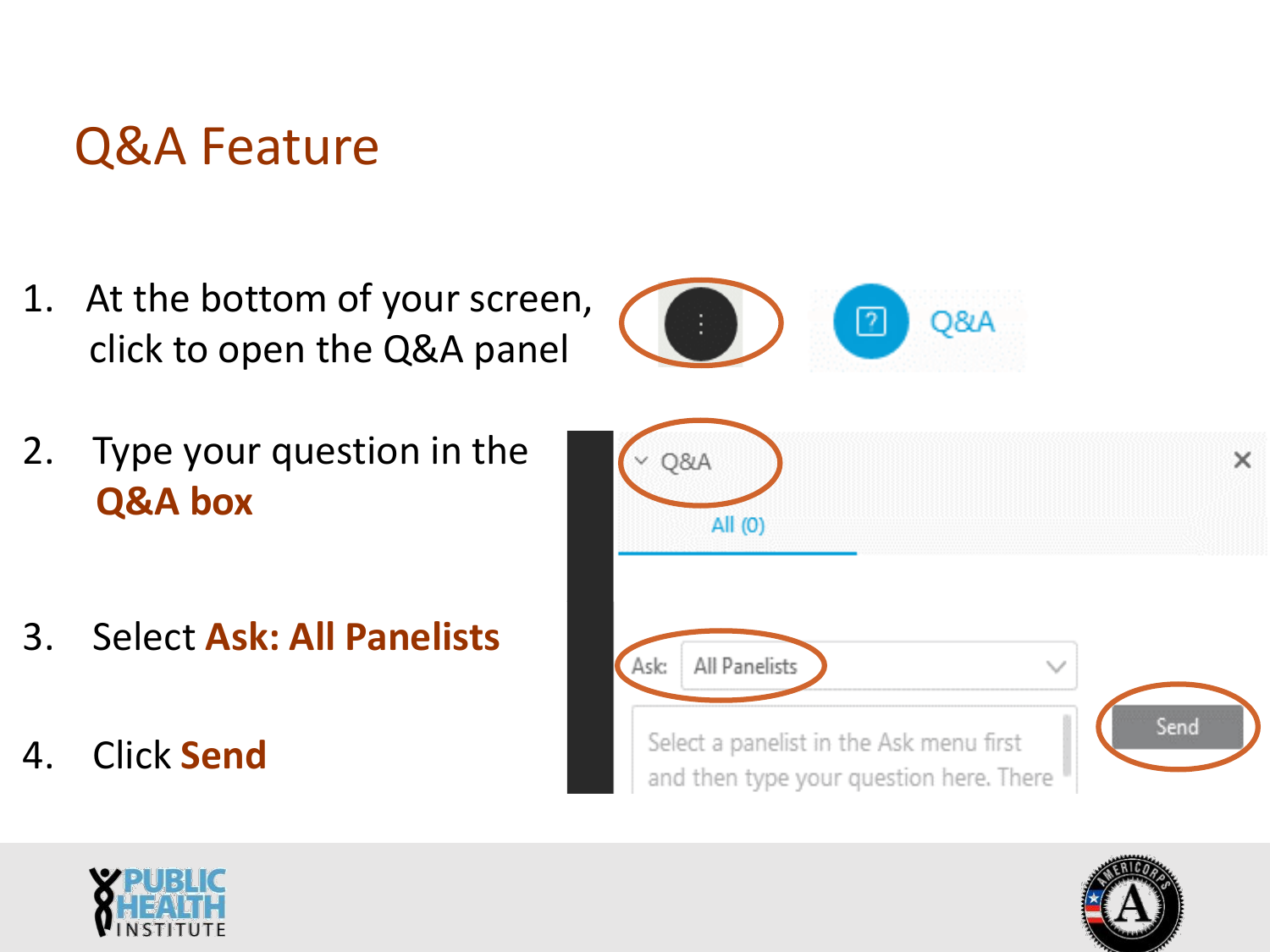# Q&A Feature

1. At the bottom of your screen, click to open the Q&A panel
2. Type your question in the **Q&A box**
3. Select **Ask: All Panelists**
4. Click **Send**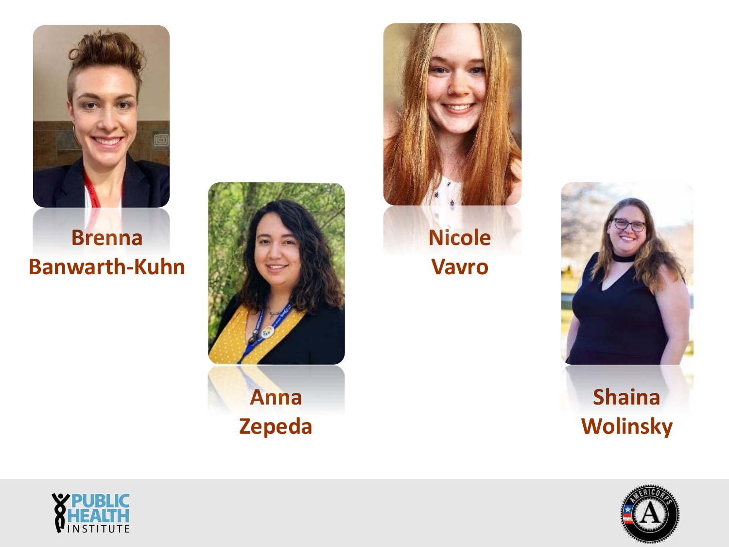Brenna Banwarth-Kuhn

Anna Zepeda

Nicole Vavro

Shaina Wolinsky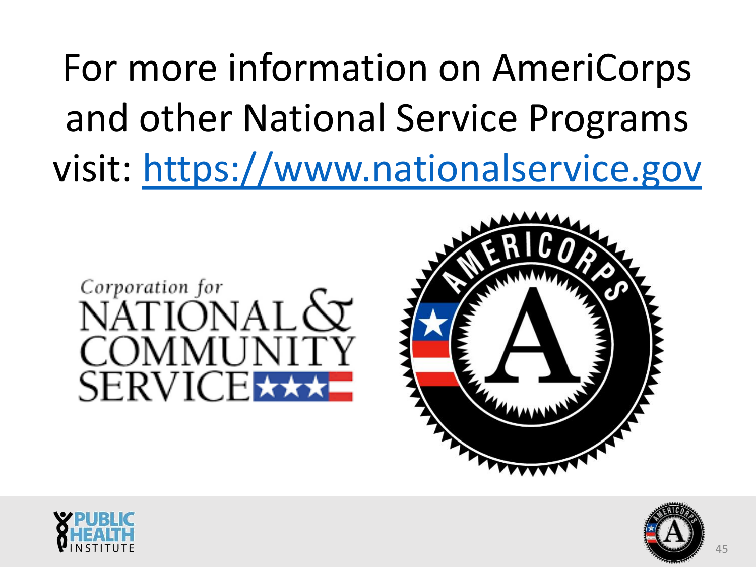For more information on AmeriCorps and other National Service Programs visit: https://www.nationalservice.gov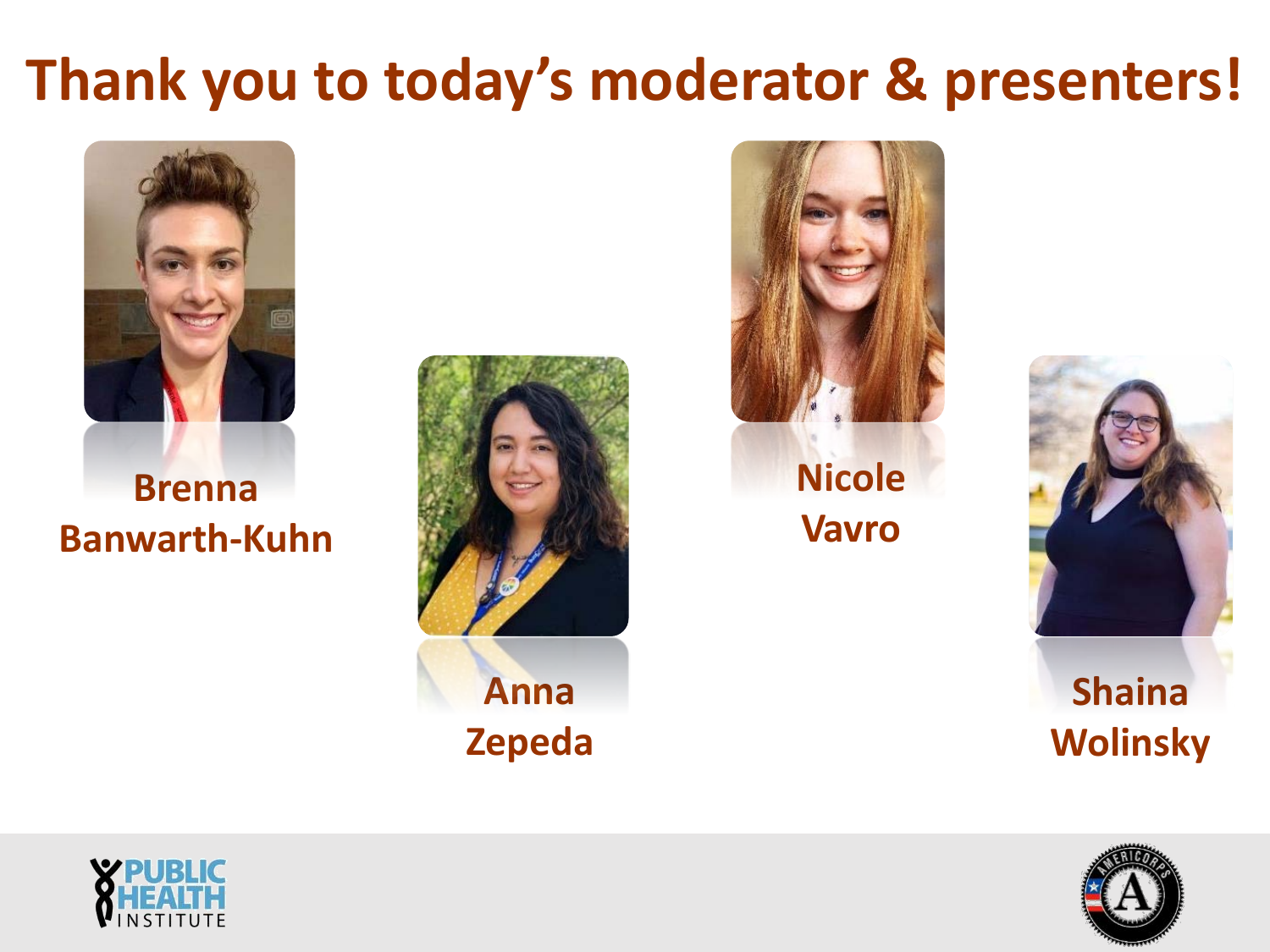# Thank you to today's moderator & presenters!

Brenna Banwarth-Kuhn

Anna Zepeda

Nicole Vavro

Shaina Wolinsky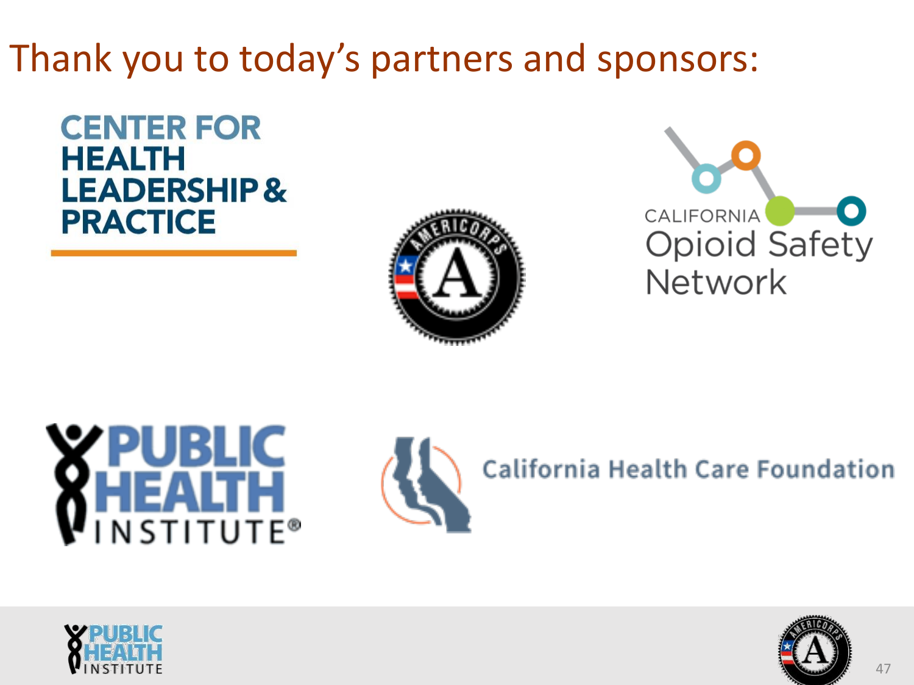# Thank you to today's partners and sponsors:

CENTER FOR HEALTH LEADERSHIP & PRACTICE

AMERICORPS

CALIFORNIA Opioid Safety Network

PUBLIC HEALTH INSTITUTE®

California Health Care Foundation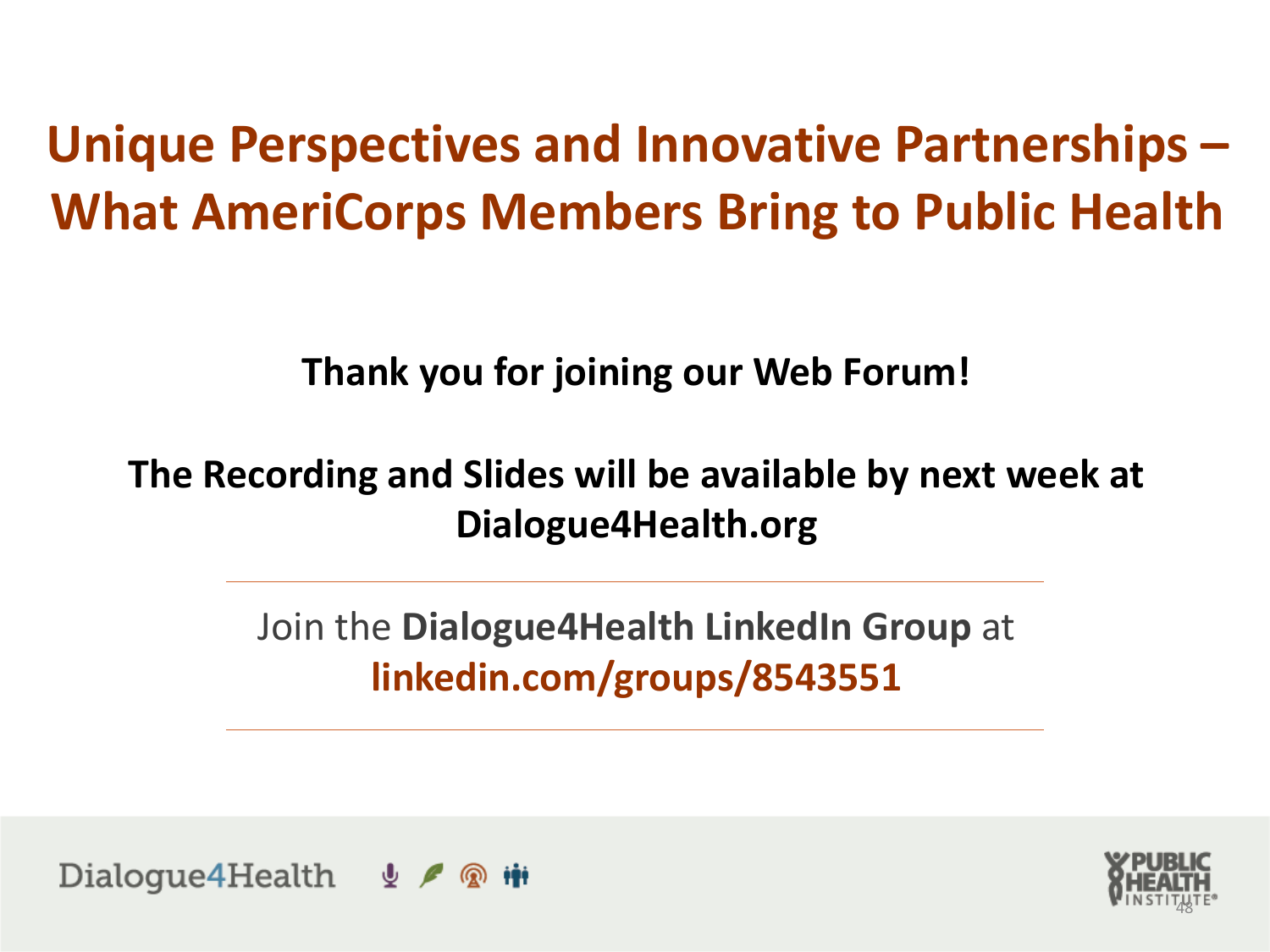# Unique Perspectives and Innovative Partnerships – What AmeriCorps Members Bring to Public Health

**Thank you for joining our Web Forum!**

**The Recording and Slides will be available by next week at Dialogue4Health.org**

---

Join the **Dialogue4Health LinkedIn Group** at **linkedin.com/groups/8543551**

---

Dialogue4Health

PUBLIC HEALTH INSTITUTE®